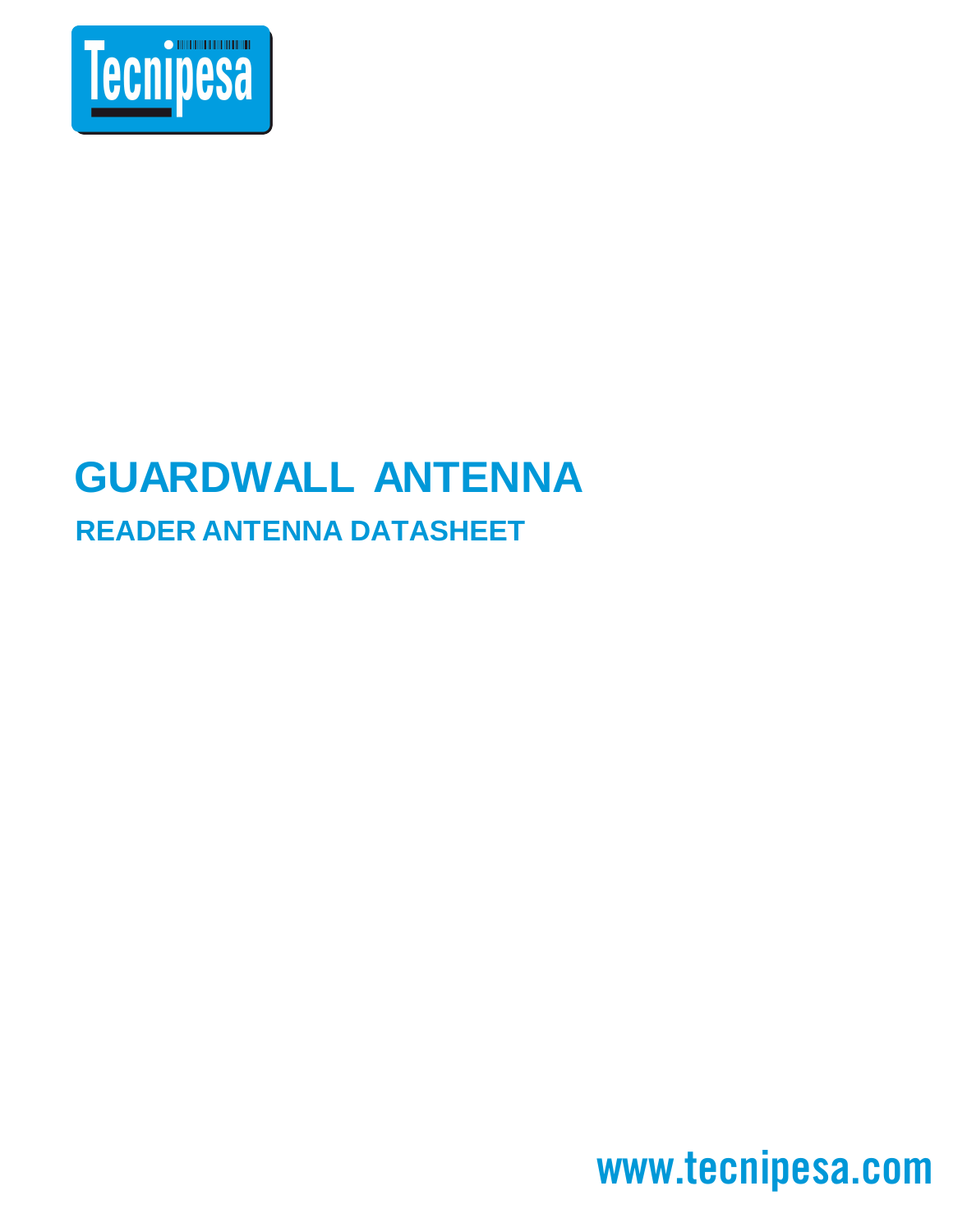Tecnipesa

# GUARDWALL ANTENNA

## READER ANTENNA DATASHEET

www.tecnipesa.com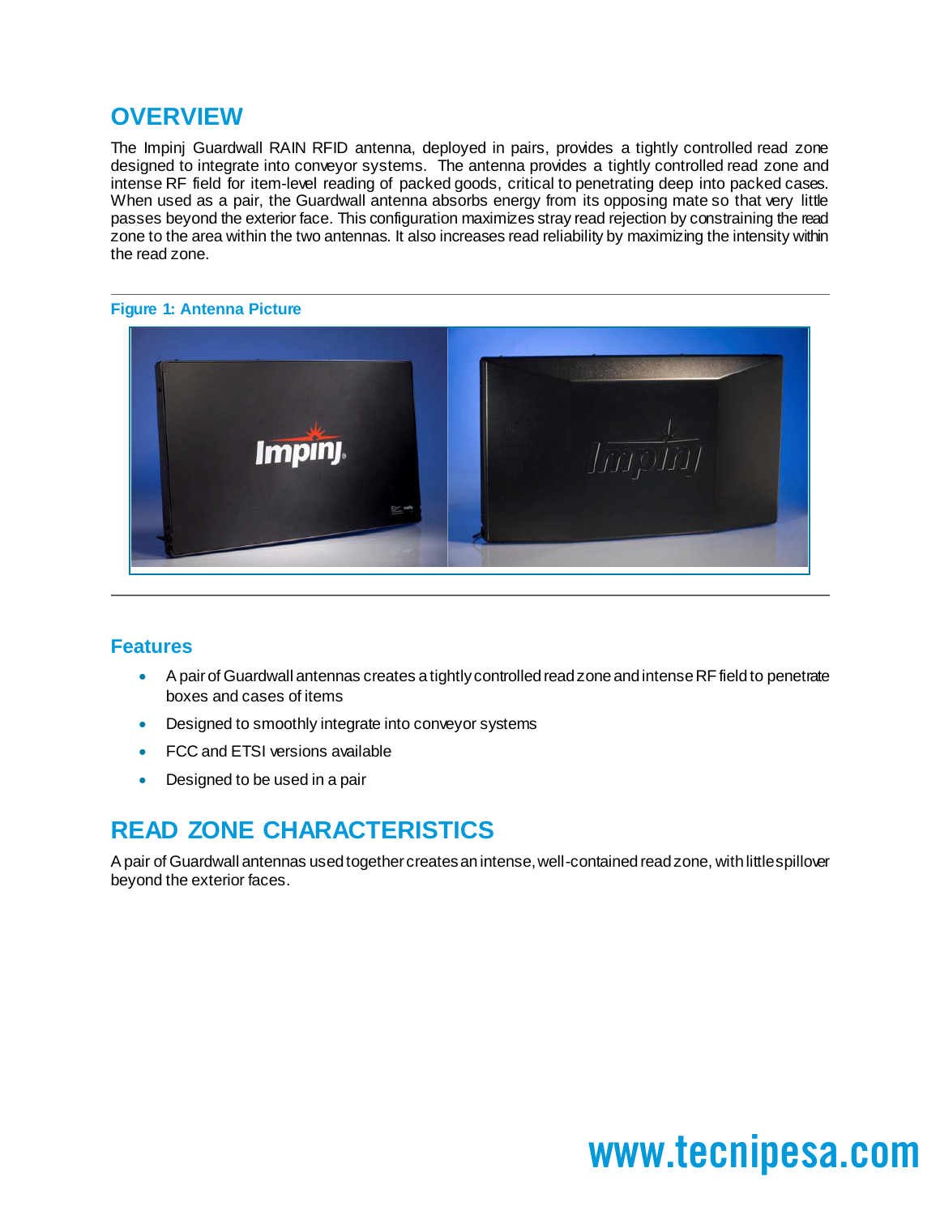## OVERVIEW

The Impinj Guardwall RAIN RFID antenna, deployed in pairs, provides a tightly controlled read zone designed to integrate into conveyor systems. The antenna provides a tightly controlled read zone and intense RF field for item-level reading of packed goods, critical to penetrating deep into packed cases. When used as a pair, the Guardwall antenna absorbs energy from its opposing mate so that very little passes beyond the exterior face. This configuration maximizes stray read rejection by constraining the read zone to the area within the two antennas. It also increases read reliability by maximizing the intensity within the read zone.

**Figure 1: Antenna Picture**

### Features

- A pair of Guardwall antennas creates a tightly controlled read zone and intense RF field to penetrate boxes and cases of items
- Designed to smoothly integrate into conveyor systems
- FCC and ETSI versions available
- Designed to be used in a pair

## READ ZONE CHARACTERISTICS

A pair of Guardwall antennas used together creates an intense, well-contained read zone, with little spillover beyond the exterior faces.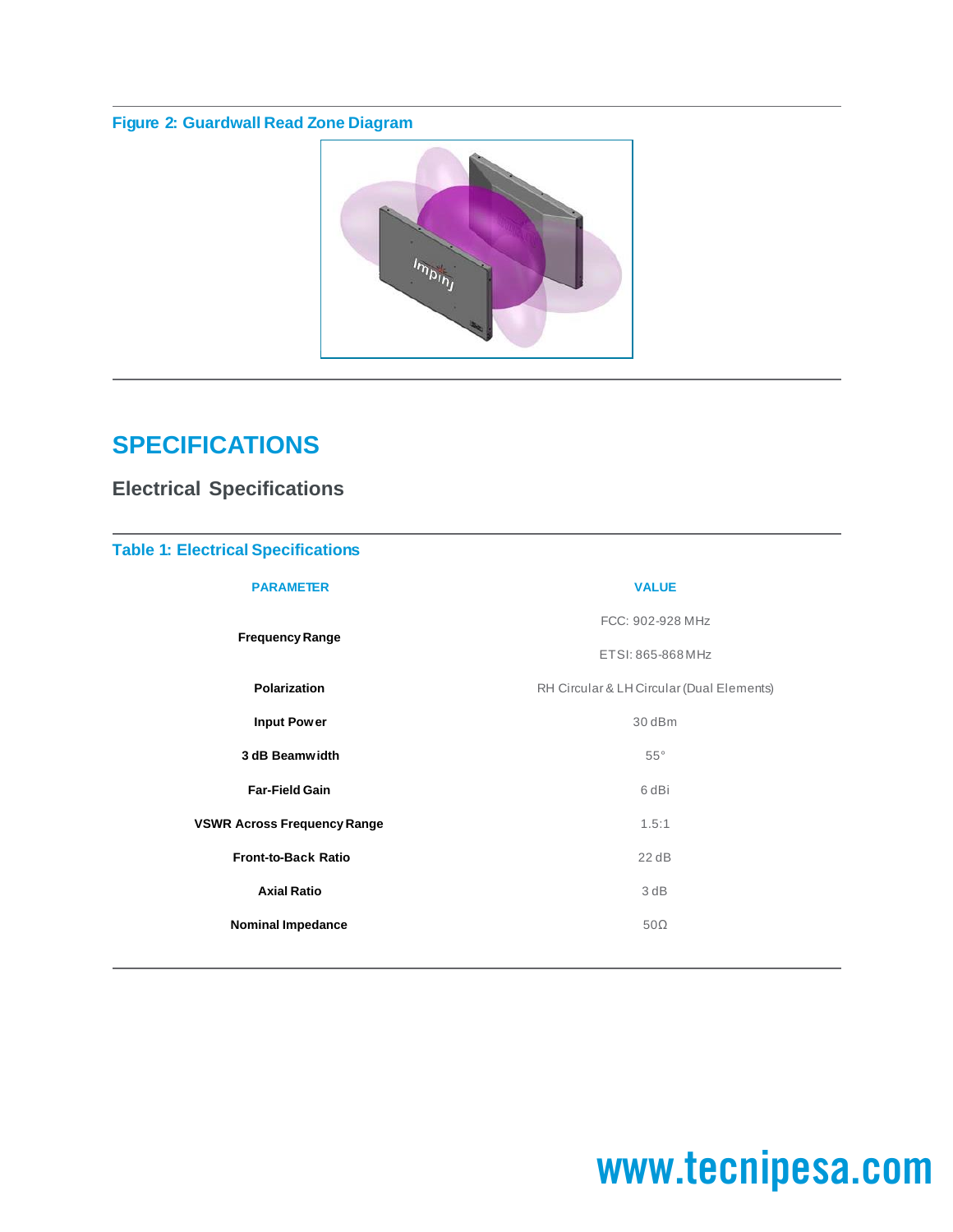**Figure 2: Guardwall Read Zone Diagram**

# SPECIFICATIONS

## Electrical Specifications

**Table 1: Electrical Specifications**

| PARAMETER | VALUE |
|---|---|
| Frequency Range | FCC: 902-928 MHz<br>ETSI: 865-868 MHz |
| Polarization | RH Circular & LH Circular (Dual Elements) |
| Input Power | 30 dBm |
| 3 dB Beamwidth | 55° |
| Far-Field Gain | 6 dBi |
| VSWR Across Frequency Range | 1.5:1 |
| Front-to-Back Ratio | 22 dB |
| Axial Ratio | 3 dB |
| Nominal Impedance | 50Ω |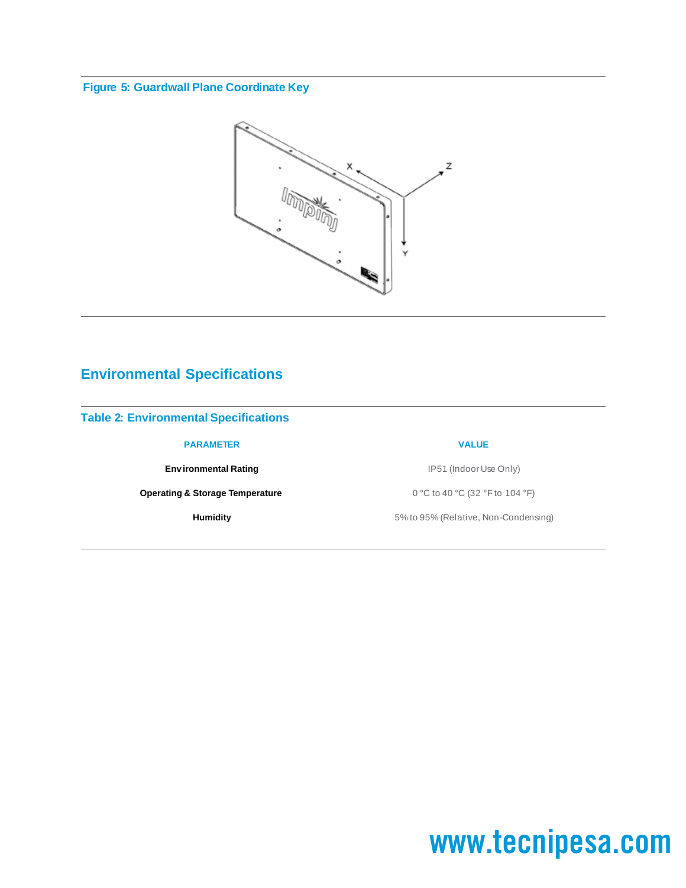**Figure 5: Guardwall Plane Coordinate Key**

## Environmental Specifications

**Table 2: Environmental Specifications**

| PARAMETER | VALUE |
| --- | --- |
| **Environmental Rating** | IP51 (Indoor Use Only) |
| **Operating & Storage Temperature** | 0 °C to 40 °C (32 °F to 104 °F) |
| **Humidity** | 5% to 95% (Relative, Non-Condensing) |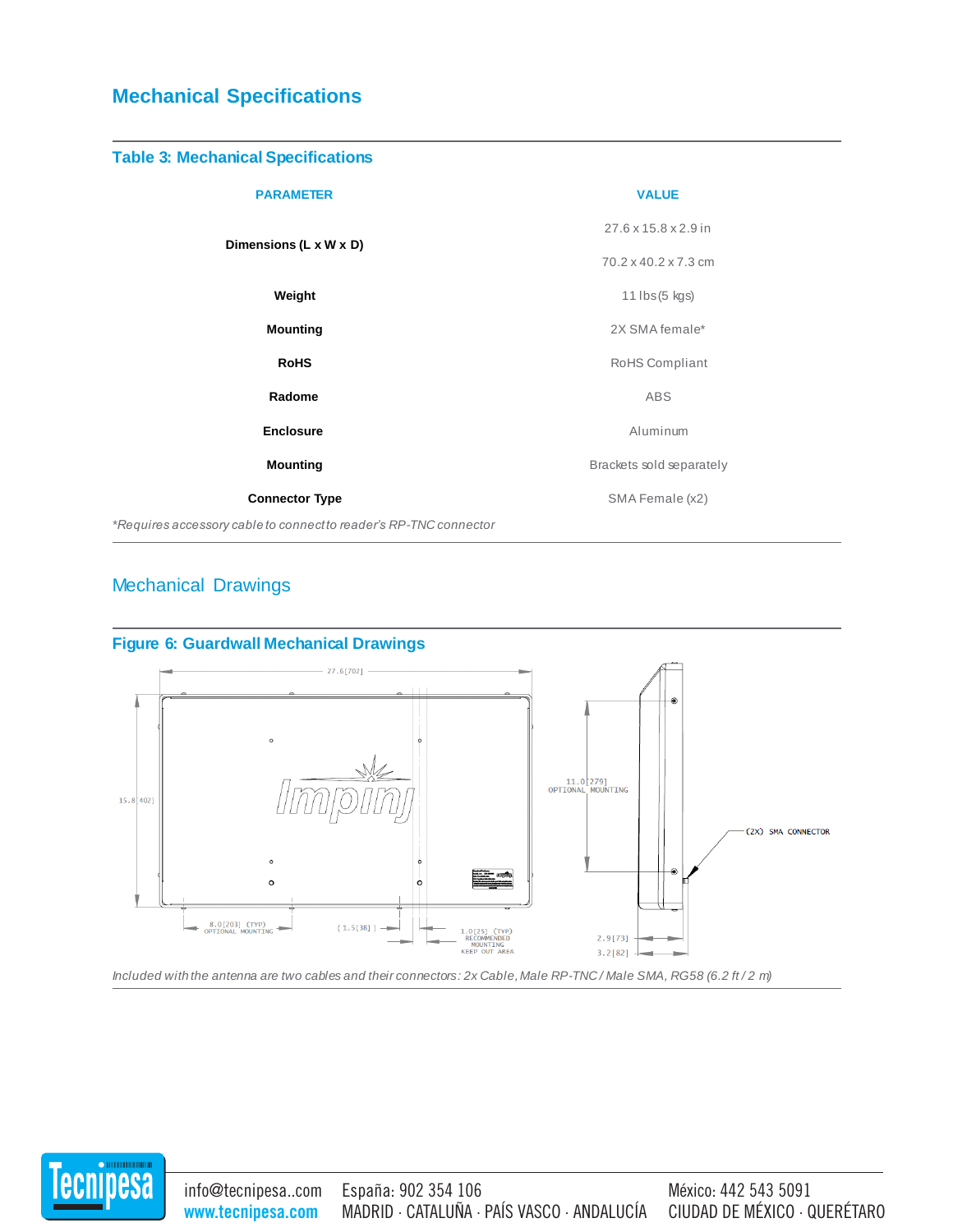## Mechanical Specifications

### Table 3: Mechanical Specifications

| PARAMETER | VALUE |
| --- | --- |
| Dimensions (L x W x D) | 27.6 x 15.8 x 2.9 in<br>70.2 x 40.2 x 7.3 cm |
| Weight | 11 lbs (5 kgs) |
| Mounting | 2X SMA female* |
| RoHS | RoHS Compliant |
| Radome | ABS |
| Enclosure | Aluminum |
| Mounting | Brackets sold separately |
| Connector Type | SMA Female (x2) |

*\*Requires accessory cable to connect to reader's RP-TNC connector*

## Mechanical Drawings

### Figure 6: Guardwall Mechanical Drawings

27.6 [702]

15.8 [402]

8.0 [203] (TYP) OPTIONAL MOUNTING

1.5 [38]

1.0 [25] (TYP) RECOMMENDED MOUNTING KEEP OUT AREA

11.0 [279] OPTIONAL MOUNTING

(2X) SMA CONNECTOR

2.9 [73]

3.2 [82]

*Included with the antenna are two cables and their connectors: 2x Cable, Male RP-TNC / Male SMA, RG58 (6.2 ft / 2 m)*

info@tecnipesa..com · www.tecnipesa.com · España: 902 354 106 · MADRID · CATALUÑA · PAÍS VASCO · ANDALUCÍA · México: 442 543 5091 · CIUDAD DE MÉXICO · QUERÉTARO